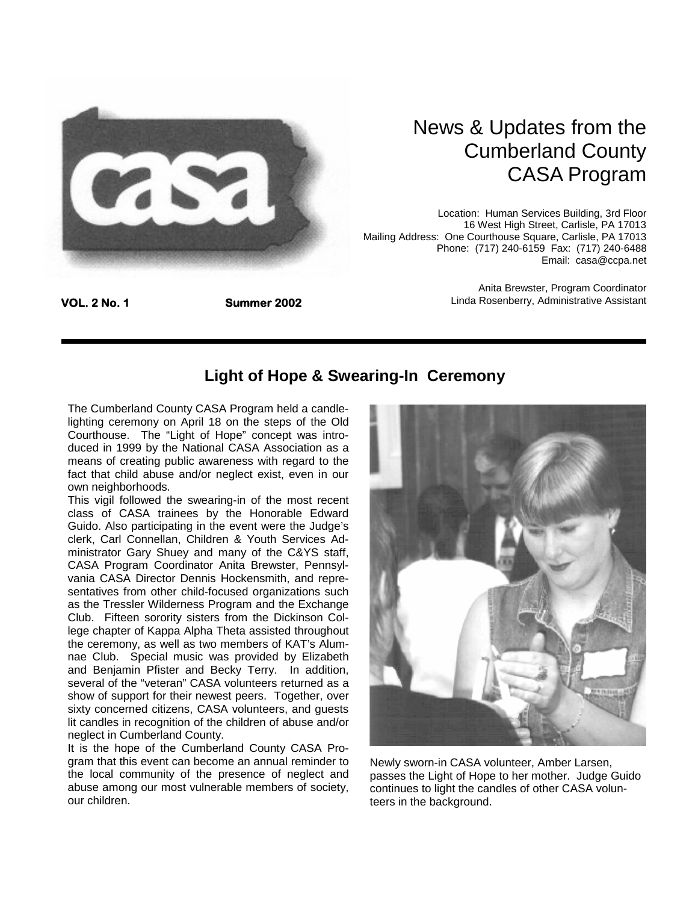# News & Updates from the Cumberland County CASA Program

Location: Human Services Building, 3rd Floor
16 West High Street, Carlisle, PA 17013
Mailing Address: One Courthouse Square, Carlisle, PA 17013
Phone: (717) 240-6159 Fax: (717) 240-6488
Email: casa@ccpa.net

Anita Brewster, Program Coordinator
Linda Rosenberry, Administrative Assistant

**VOL. 2 No. 1** **Summer 2002**

---

## Light of Hope & Swearing-In Ceremony

The Cumberland County CASA Program held a candle-lighting ceremony on April 18 on the steps of the Old Courthouse. The "Light of Hope" concept was introduced in 1999 by the National CASA Association as a means of creating public awareness with regard to the fact that child abuse and/or neglect exist, even in our own neighborhoods.

This vigil followed the swearing-in of the most recent class of CASA trainees by the Honorable Edward Guido. Also participating in the event were the Judge's clerk, Carl Connellan, Children & Youth Services Administrator Gary Shuey and many of the C&YS staff, CASA Program Coordinator Anita Brewster, Pennsylvania CASA Director Dennis Hockensmith, and representatives from other child-focused organizations such as the Tressler Wilderness Program and the Exchange Club. Fifteen sorority sisters from the Dickinson College chapter of Kappa Alpha Theta assisted throughout the ceremony, as well as two members of KAT's Alumnae Club. Special music was provided by Elizabeth and Benjamin Pfister and Becky Terry. In addition, several of the "veteran" CASA volunteers returned as a show of support for their newest peers. Together, over sixty concerned citizens, CASA volunteers, and guests lit candles in recognition of the children of abuse and/or neglect in Cumberland County.

It is the hope of the Cumberland County CASA Program that this event can become an annual reminder to the local community of the presence of neglect and abuse among our most vulnerable members of society, our children.

Newly sworn-in CASA volunteer, Amber Larsen, passes the Light of Hope to her mother. Judge Guido continues to light the candles of other CASA volunteers in the background.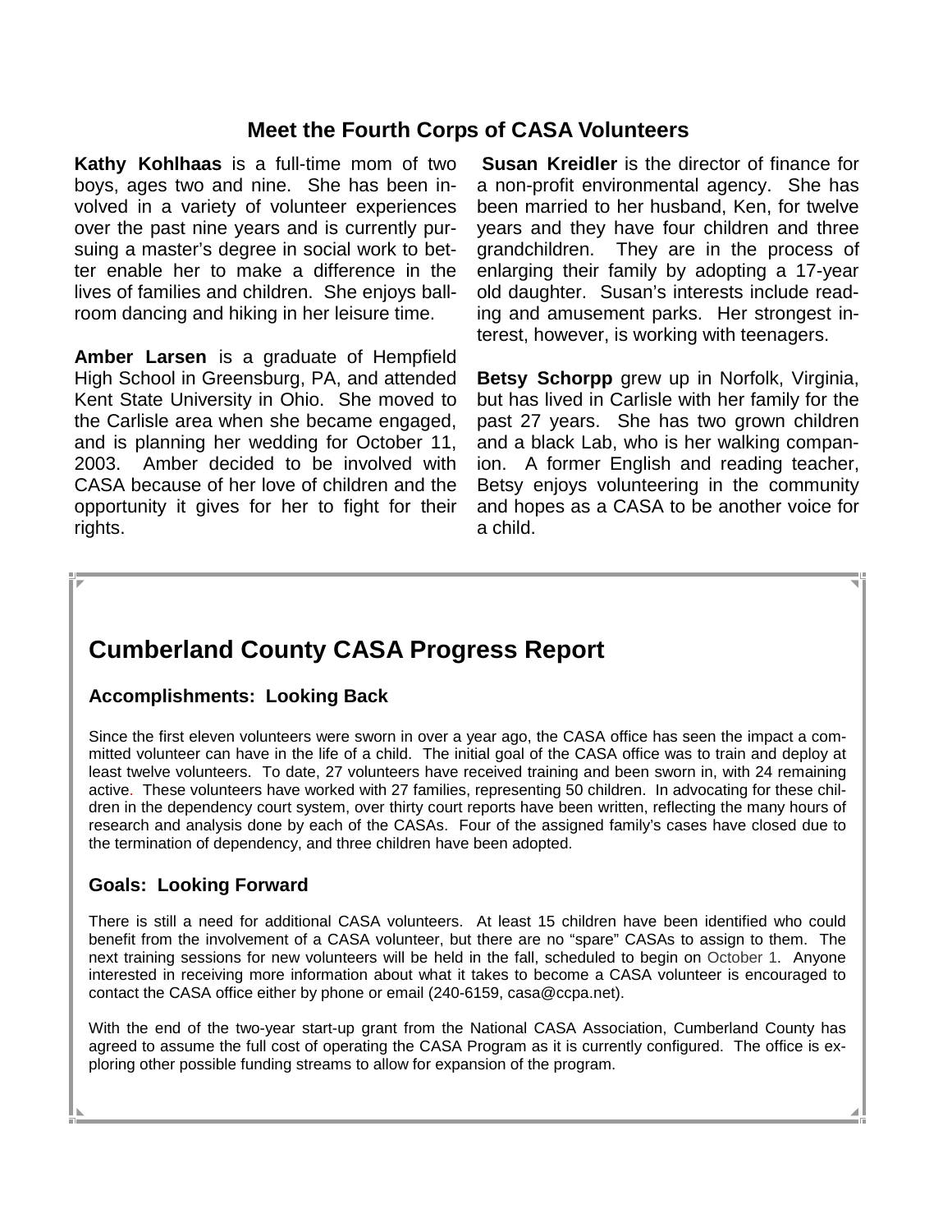## Meet the Fourth Corps of CASA Volunteers

**Kathy Kohlhaas** is a full-time mom of two boys, ages two and nine. She has been involved in a variety of volunteer experiences over the past nine years and is currently pursuing a master's degree in social work to better enable her to make a difference in the lives of families and children. She enjoys ballroom dancing and hiking in her leisure time.

**Amber Larsen** is a graduate of Hempfield High School in Greensburg, PA, and attended Kent State University in Ohio. She moved to the Carlisle area when she became engaged, and is planning her wedding for October 11, 2003. Amber decided to be involved with CASA because of her love of children and the opportunity it gives for her to fight for their rights.

**Susan Kreidler** is the director of finance for a non-profit environmental agency. She has been married to her husband, Ken, for twelve years and they have four children and three grandchildren. They are in the process of enlarging their family by adopting a 17-year old daughter. Susan's interests include reading and amusement parks. Her strongest interest, however, is working with teenagers.

**Betsy Schorpp** grew up in Norfolk, Virginia, but has lived in Carlisle with her family for the past 27 years. She has two grown children and a black Lab, who is her walking companion. A former English and reading teacher, Betsy enjoys volunteering in the community and hopes as a CASA to be another voice for a child.

# Cumberland County CASA Progress Report

### Accomplishments: Looking Back

Since the first eleven volunteers were sworn in over a year ago, the CASA office has seen the impact a committed volunteer can have in the life of a child. The initial goal of the CASA office was to train and deploy at least twelve volunteers. To date, 27 volunteers have received training and been sworn in, with 24 remaining active. These volunteers have worked with 27 families, representing 50 children. In advocating for these children in the dependency court system, over thirty court reports have been written, reflecting the many hours of research and analysis done by each of the CASAs. Four of the assigned family's cases have closed due to the termination of dependency, and three children have been adopted.

### Goals: Looking Forward

There is still a need for additional CASA volunteers. At least 15 children have been identified who could benefit from the involvement of a CASA volunteer, but there are no "spare" CASAs to assign to them. The next training sessions for new volunteers will be held in the fall, scheduled to begin on October 1. Anyone interested in receiving more information about what it takes to become a CASA volunteer is encouraged to contact the CASA office either by phone or email (240-6159, casa@ccpa.net).

With the end of the two-year start-up grant from the National CASA Association, Cumberland County has agreed to assume the full cost of operating the CASA Program as it is currently configured. The office is exploring other possible funding streams to allow for expansion of the program.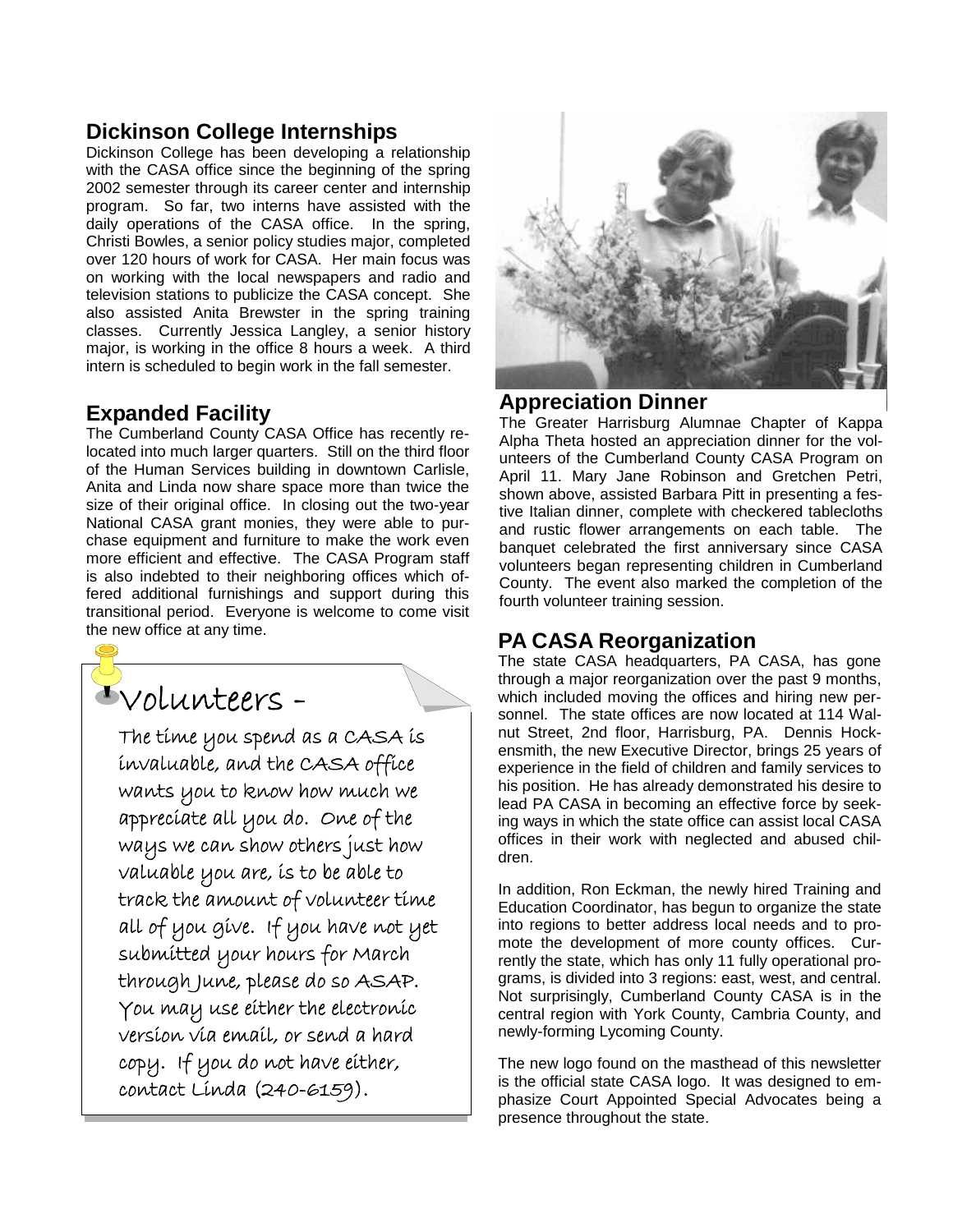## Dickinson College Internships

Dickinson College has been developing a relationship with the CASA office since the beginning of the spring 2002 semester through its career center and internship program. So far, two interns have assisted with the daily operations of the CASA office. In the spring, Christi Bowles, a senior policy studies major, completed over 120 hours of work for CASA. Her main focus was on working with the local newspapers and radio and television stations to publicize the CASA concept. She also assisted Anita Brewster in the spring training classes. Currently Jessica Langley, a senior history major, is working in the office 8 hours a week. A third intern is scheduled to begin work in the fall semester.

## Expanded Facility

The Cumberland County CASA Office has recently relocated into much larger quarters. Still on the third floor of the Human Services building in downtown Carlisle, Anita and Linda now share space more than twice the size of their original office. In closing out the two-year National CASA grant monies, they were able to purchase equipment and furniture to make the work even more efficient and effective. The CASA Program staff is also indebted to their neighboring offices which offered additional furnishings and support during this transitional period. Everyone is welcome to come visit the new office at any time.

## Volunteers -

The time you spend as a CASA is invaluable, and the CASA office wants you to know how much we appreciate all you do. One of the ways we can show others just how valuable you are, is to be able to track the amount of volunteer time all of you give. If you have not yet submitted your hours for March through June, please do so ASAP. You may use either the electronic version via email, or send a hard copy. If you do not have either, contact Linda (240-6159).

## Appreciation Dinner

The Greater Harrisburg Alumnae Chapter of Kappa Alpha Theta hosted an appreciation dinner for the volunteers of the Cumberland County CASA Program on April 11. Mary Jane Robinson and Gretchen Petri, shown above, assisted Barbara Pitt in presenting a festive Italian dinner, complete with checkered tablecloths and rustic flower arrangements on each table. The banquet celebrated the first anniversary since CASA volunteers began representing children in Cumberland County. The event also marked the completion of the fourth volunteer training session.

## PA CASA Reorganization

The state CASA headquarters, PA CASA, has gone through a major reorganization over the past 9 months, which included moving the offices and hiring new personnel. The state offices are now located at 114 Walnut Street, 2nd floor, Harrisburg, PA. Dennis Hockensmith, the new Executive Director, brings 25 years of experience in the field of children and family services to his position. He has already demonstrated his desire to lead PA CASA in becoming an effective force by seeking ways in which the state office can assist local CASA offices in their work with neglected and abused children.

In addition, Ron Eckman, the newly hired Training and Education Coordinator, has begun to organize the state into regions to better address local needs and to promote the development of more county offices. Currently the state, which has only 11 fully operational programs, is divided into 3 regions: east, west, and central. Not surprisingly, Cumberland County CASA is in the central region with York County, Cambria County, and newly-forming Lycoming County.

The new logo found on the masthead of this newsletter is the official state CASA logo. It was designed to emphasize Court Appointed Special Advocates being a presence throughout the state.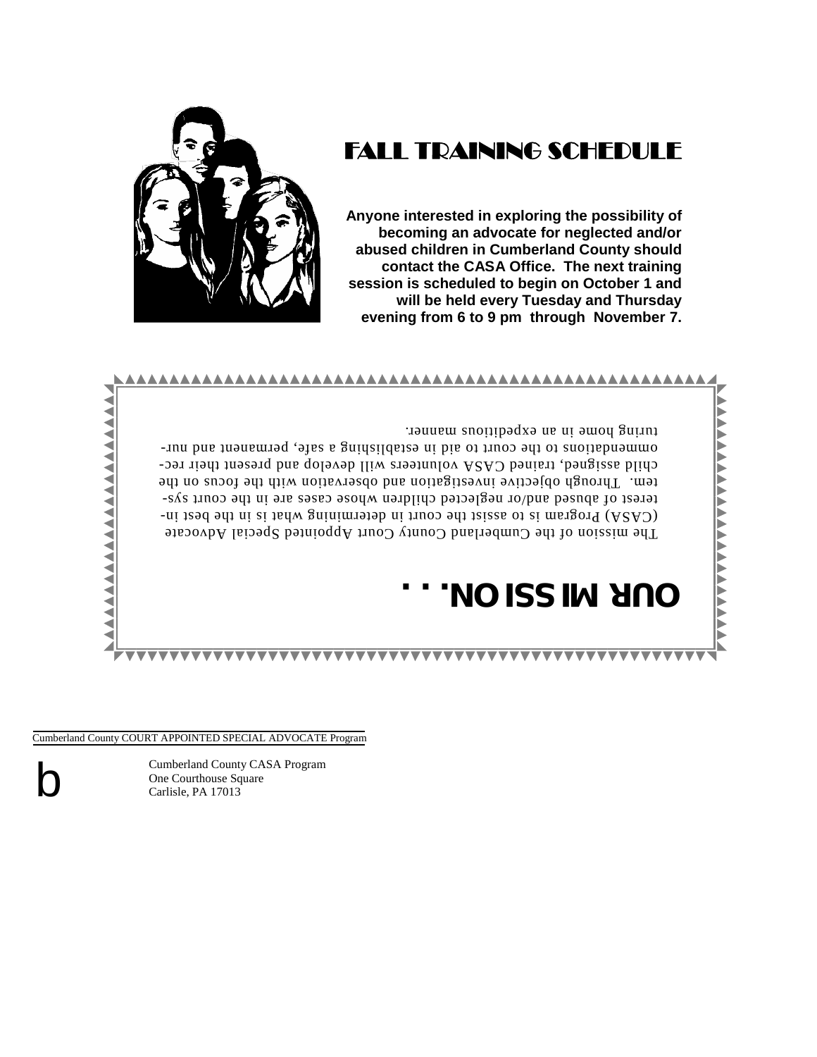# FALL TRAINING SCHEDULE

**Anyone interested in exploring the possibility of becoming an advocate for neglected and/or abused children in Cumberland County should contact the CASA Office. The next training session is scheduled to begin on October 1 and will be held every Tuesday and Thursday evening from 6 to 9 pm through November 7.**

## OUR MISSION. . .

The mission of the Cumberland County Court Appointed Special Advocate (CASA) Program is to assist the court in determining what is in the best interest of abused and/or neglected children whose cases are in the court system. Through objective investigation and observation with the focus on the child assigned, trained CASA volunteers will develop and present their recommendations to the court to aid in establishing a safe, permanent and nurturing home in an expeditious manner.

Cumberland County COURT APPOINTED SPECIAL ADVOCATE Program

b

Cumberland County CASA Program
One Courthouse Square
Carlisle, PA 17013